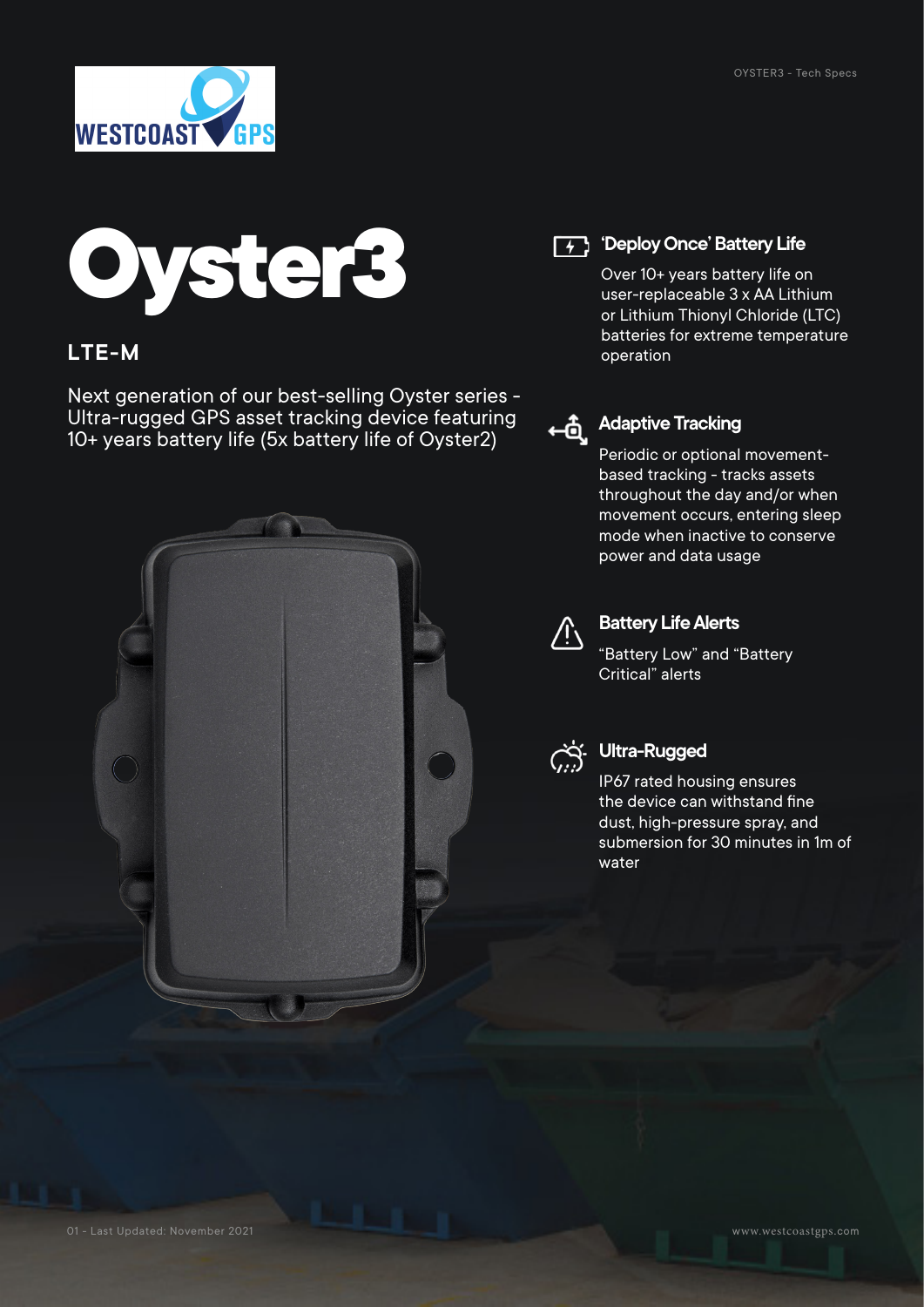# Oyster3

## LTE-M

Next generation of our best-selling Oyster series - Ultra-rugged GPS asset tracking device featuring 10+ years battery life (5x battery life of Oyster2)

### 'Deploy Once' Battery Life

Over 10+ years battery life on user-replaceable 3 x AA Lithium or Lithium Thionyl Chloride (LTC) batteries for extreme temperature operation

### Adaptive Tracking

Periodic or optional movement-based tracking - tracks assets throughout the day and/or when movement occurs, entering sleep mode when inactive to conserve power and data usage

### Battery Life Alerts

"Battery Low" and "Battery Critical" alerts

### Ultra-Rugged

IP67 rated housing ensures the device can withstand fine dust, high-pressure spray, and submersion for 30 minutes in 1m of water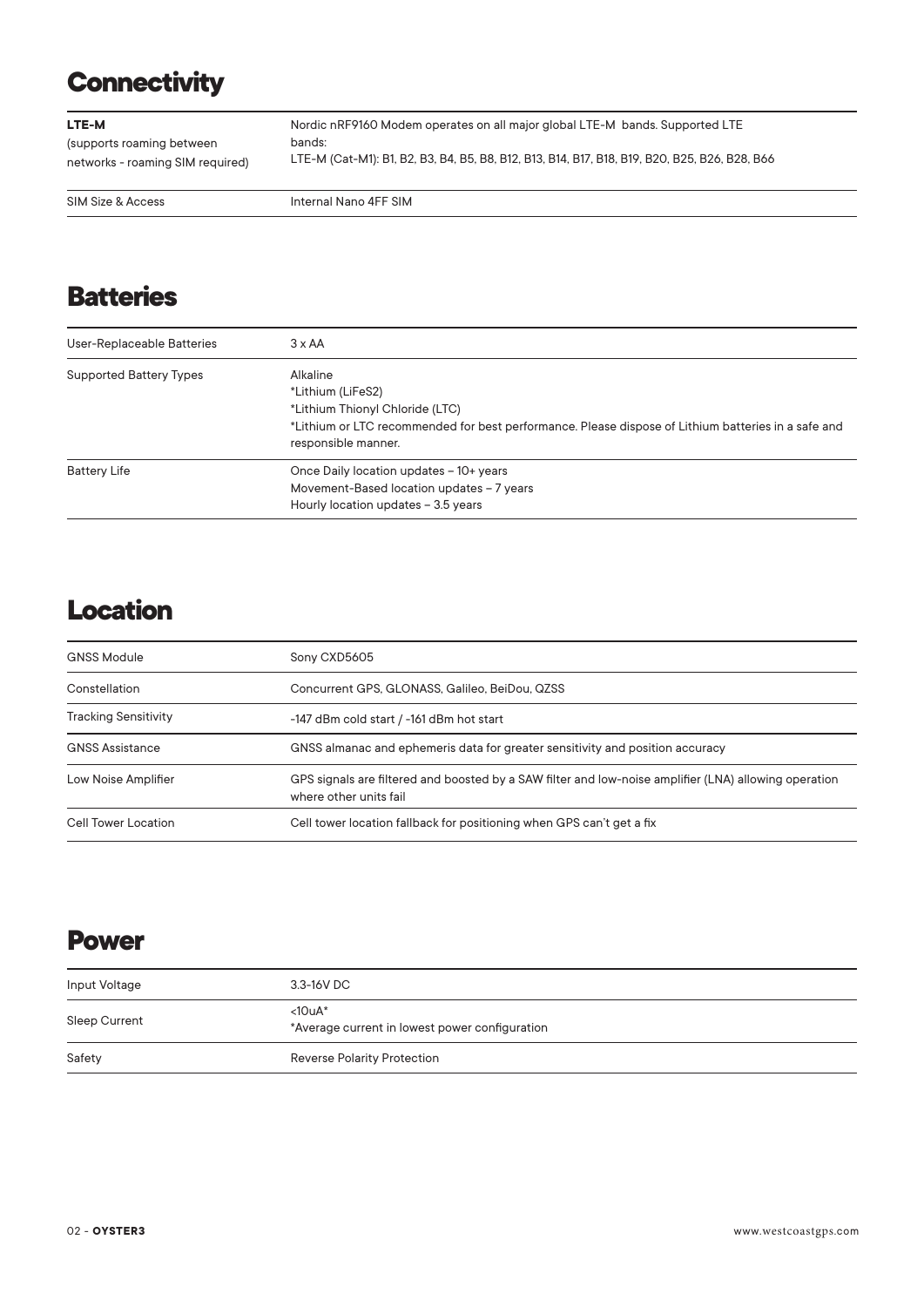## Connectivity

| | |
|---|---|
| **LTE-M** (supports roaming between networks - roaming SIM required) | Nordic nRF9160 Modem operates on all major global LTE-M bands. Supported LTE bands:<br>LTE-M (Cat-M1): B1, B2, B3, B4, B5, B8, B12, B13, B14, B17, B18, B19, B20, B25, B26, B28, B66 |
| SIM Size & Access | Internal Nano 4FF SIM |

## Batteries

| | |
|---|---|
| User-Replaceable Batteries | 3 x AA |
| Supported Battery Types | Alkaline<br>*Lithium (LiFeS2)<br>*Lithium Thionyl Chloride (LTC)<br>*Lithium or LTC recommended for best performance. Please dispose of Lithium batteries in a safe and responsible manner. |
| Battery Life | Once Daily location updates – 10+ years<br>Movement-Based location updates – 7 years<br>Hourly location updates – 3.5 years |

## Location

| | |
|---|---|
| GNSS Module | Sony CXD5605 |
| Constellation | Concurrent GPS, GLONASS, Galileo, BeiDou, QZSS |
| Tracking Sensitivity | -147 dBm cold start / -161 dBm hot start |
| GNSS Assistance | GNSS almanac and ephemeris data for greater sensitivity and position accuracy |
| Low Noise Amplifier | GPS signals are filtered and boosted by a SAW filter and low-noise amplifier (LNA) allowing operation where other units fail |
| Cell Tower Location | Cell tower location fallback for positioning when GPS can't get a fix |

## Power

| | |
|---|---|
| Input Voltage | 3.3-16V DC |
| Sleep Current | <10uA*<br>*Average current in lowest power configuration |
| Safety | Reverse Polarity Protection |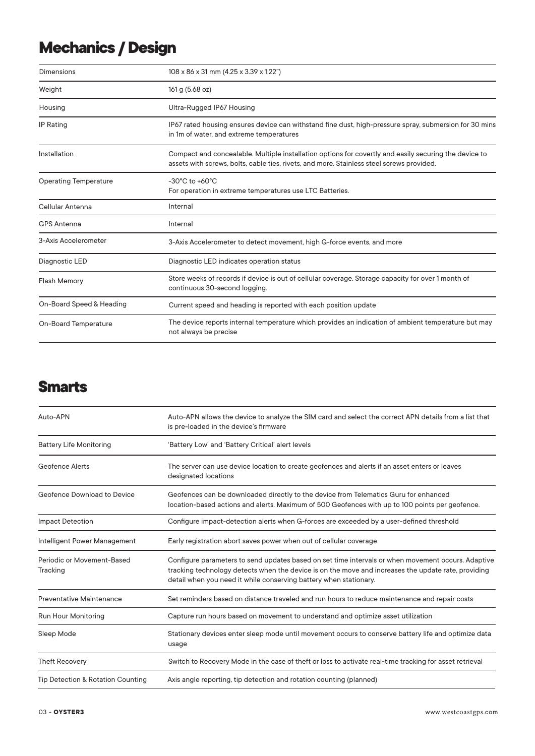## Mechanics / Design

| | |
|---|---|
| Dimensions | 108 x 86 x 31 mm (4.25 x 3.39 x 1.22") |
| Weight | 161 g (5.68 oz) |
| Housing | Ultra-Rugged IP67 Housing |
| IP Rating | IP67 rated housing ensures device can withstand fine dust, high-pressure spray, submersion for 30 mins in 1m of water, and extreme temperatures |
| Installation | Compact and concealable. Multiple installation options for covertly and easily securing the device to assets with screws, bolts, cable ties, rivets, and more. Stainless steel screws provided. |
| Operating Temperature | -30°C to +60°C<br>For operation in extreme temperatures use LTC Batteries. |
| Cellular Antenna | Internal |
| GPS Antenna | Internal |
| 3-Axis Accelerometer | 3-Axis Accelerometer to detect movement, high G-force events, and more |
| Diagnostic LED | Diagnostic LED indicates operation status |
| Flash Memory | Store weeks of records if device is out of cellular coverage. Storage capacity for over 1 month of continuous 30-second logging. |
| On-Board Speed & Heading | Current speed and heading is reported with each position update |
| On-Board Temperature | The device reports internal temperature which provides an indication of ambient temperature but may not always be precise |

## Smarts

| | |
|---|---|
| Auto-APN | Auto-APN allows the device to analyze the SIM card and select the correct APN details from a list that is pre-loaded in the device's firmware |
| Battery Life Monitoring | 'Battery Low' and 'Battery Critical' alert levels |
| Geofence Alerts | The server can use device location to create geofences and alerts if an asset enters or leaves designated locations |
| Geofence Download to Device | Geofences can be downloaded directly to the device from Telematics Guru for enhanced location-based actions and alerts. Maximum of 500 Geofences with up to 100 points per geofence. |
| Impact Detection | Configure impact-detection alerts when G-forces are exceeded by a user-defined threshold |
| Intelligent Power Management | Early registration abort saves power when out of cellular coverage |
| Periodic or Movement-Based Tracking | Configure parameters to send updates based on set time intervals or when movement occurs. Adaptive tracking technology detects when the device is on the move and increases the update rate, providing detail when you need it while conserving battery when stationary. |
| Preventative Maintenance | Set reminders based on distance traveled and run hours to reduce maintenance and repair costs |
| Run Hour Monitoring | Capture run hours based on movement to understand and optimize asset utilization |
| Sleep Mode | Stationary devices enter sleep mode until movement occurs to conserve battery life and optimize data usage |
| Theft Recovery | Switch to Recovery Mode in the case of theft or loss to activate real-time tracking for asset retrieval |
| Tip Detection & Rotation Counting | Axis angle reporting, tip detection and rotation counting (planned) |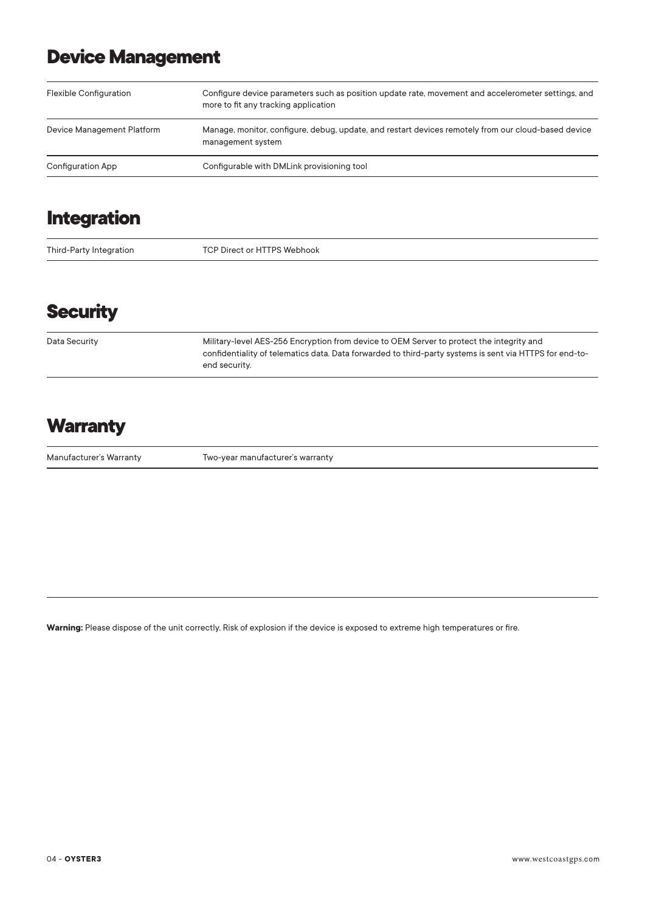## Device Management

| | |
|---|---|
| Flexible Configuration | Configure device parameters such as position update rate, movement and accelerometer settings, and more to fit any tracking application |
| Device Management Platform | Manage, monitor, configure, debug, update, and restart devices remotely from our cloud-based device management system |
| Configuration App | Configurable with DMLink provisioning tool |

## Integration

| | |
|---|---|
| Third-Party Integration | TCP Direct or HTTPS Webhook |

## Security

| | |
|---|---|
| Data Security | Military-level AES-256 Encryption from device to OEM Server to protect the integrity and confidentiality of telematics data. Data forwarded to third-party systems is sent via HTTPS for end-to-end security. |

## Warranty

| | |
|---|---|
| Manufacturer's Warranty | Two-year manufacturer's warranty |

**Warning:** Please dispose of the unit correctly. Risk of explosion if the device is exposed to extreme high temperatures or fire.